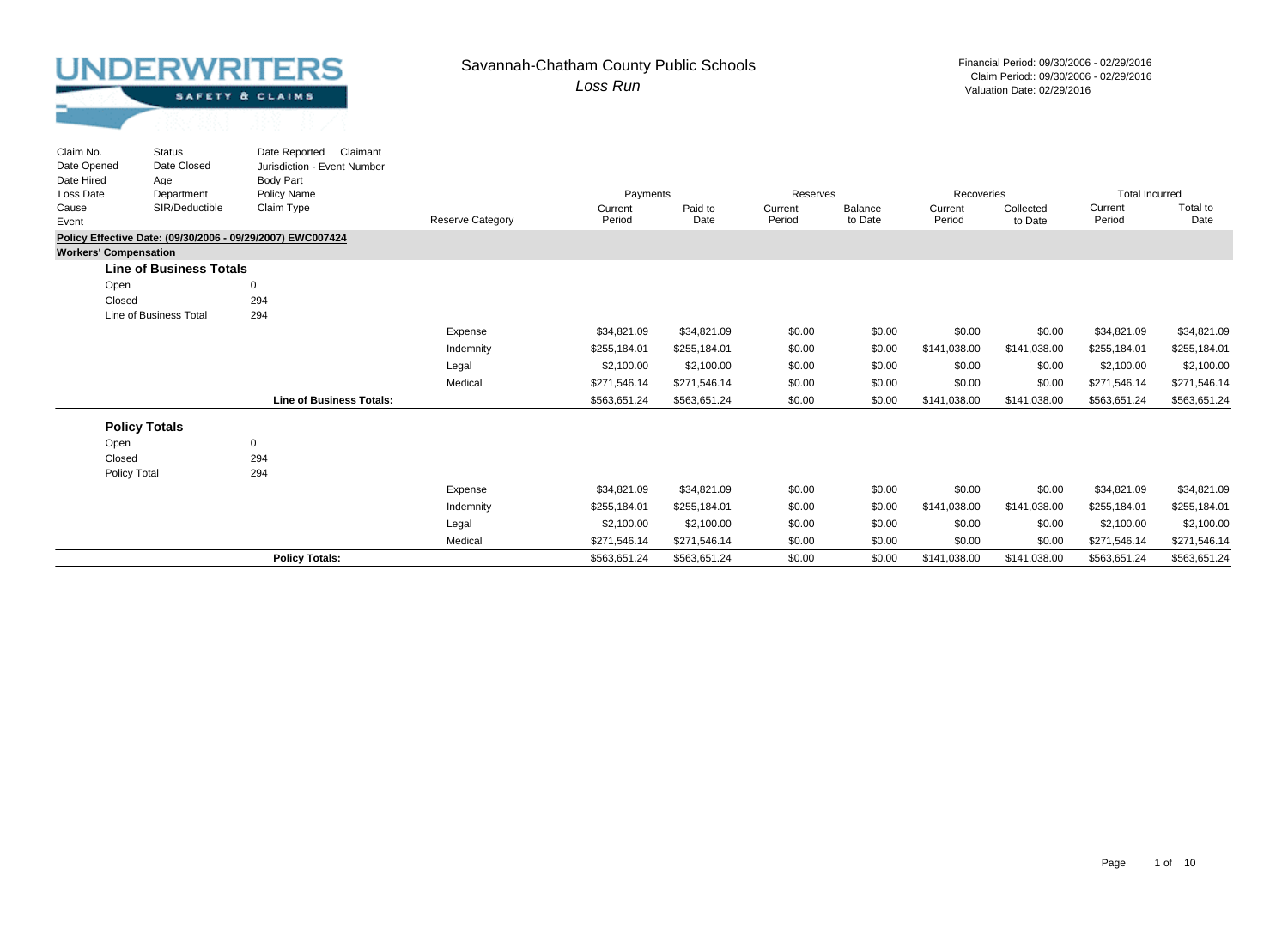UNDERWRITERS SAFETY & CLAIMS

# Savannah-Chatham County Public Schools

*Loss Run*

Financial Period: 09/30/2006 - 02/29/2016
Claim Period:: 09/30/2006 - 02/29/2016
Valuation Date: 02/29/2016

| Claim No. / Date Opened / Date Hired / Loss Date / Cause / Event | Status / Date Closed / Age / Department / SIR/Deductible | Date Reported / Claimant / Jurisdiction - Event Number / Body Part / Policy Name / Claim Type | Reserve Category | Payments Current Period | Payments Paid to Date | Reserves Current Period | Reserves Balance to Date | Recoveries Current Period | Recoveries Collected to Date | Total Incurred Current Period | Total Incurred Total to Date |
|---|---|---|---|---|---|---|---|---|---|---|---|
| **Policy Effective Date: (09/30/2006 - 09/29/2007) EWC007424** | | | | | | | | | | | |
| **Workers' Compensation** | | | | | | | | | | | |
| **Line of Business Totals** | | | | | | | | | | | |
| Open | | 0 | | | | | | | | | |
| Closed | | 294 | | | | | | | | | |
| Line of Business Total | | 294 | | | | | | | | | |
| | | | Expense | $34,821.09 | $34,821.09 | $0.00 | $0.00 | $0.00 | $0.00 | $34,821.09 | $34,821.09 |
| | | | Indemnity | $255,184.01 | $255,184.01 | $0.00 | $0.00 | $141,038.00 | $141,038.00 | $255,184.01 | $255,184.01 |
| | | | Legal | $2,100.00 | $2,100.00 | $0.00 | $0.00 | $0.00 | $0.00 | $2,100.00 | $2,100.00 |
| | | | Medical | $271,546.14 | $271,546.14 | $0.00 | $0.00 | $0.00 | $0.00 | $271,546.14 | $271,546.14 |
| | | **Line of Business Totals:** | | $563,651.24 | $563,651.24 | $0.00 | $0.00 | $141,038.00 | $141,038.00 | $563,651.24 | $563,651.24 |
| **Policy Totals** | | | | | | | | | | | |
| Open | | 0 | | | | | | | | | |
| Closed | | 294 | | | | | | | | | |
| Policy Total | | 294 | | | | | | | | | |
| | | | Expense | $34,821.09 | $34,821.09 | $0.00 | $0.00 | $0.00 | $0.00 | $34,821.09 | $34,821.09 |
| | | | Indemnity | $255,184.01 | $255,184.01 | $0.00 | $0.00 | $141,038.00 | $141,038.00 | $255,184.01 | $255,184.01 |
| | | | Legal | $2,100.00 | $2,100.00 | $0.00 | $0.00 | $0.00 | $0.00 | $2,100.00 | $2,100.00 |
| | | | Medical | $271,546.14 | $271,546.14 | $0.00 | $0.00 | $0.00 | $0.00 | $271,546.14 | $271,546.14 |
| | | **Policy Totals:** | | $563,651.24 | $563,651.24 | $0.00 | $0.00 | $141,038.00 | $141,038.00 | $563,651.24 | $563,651.24 |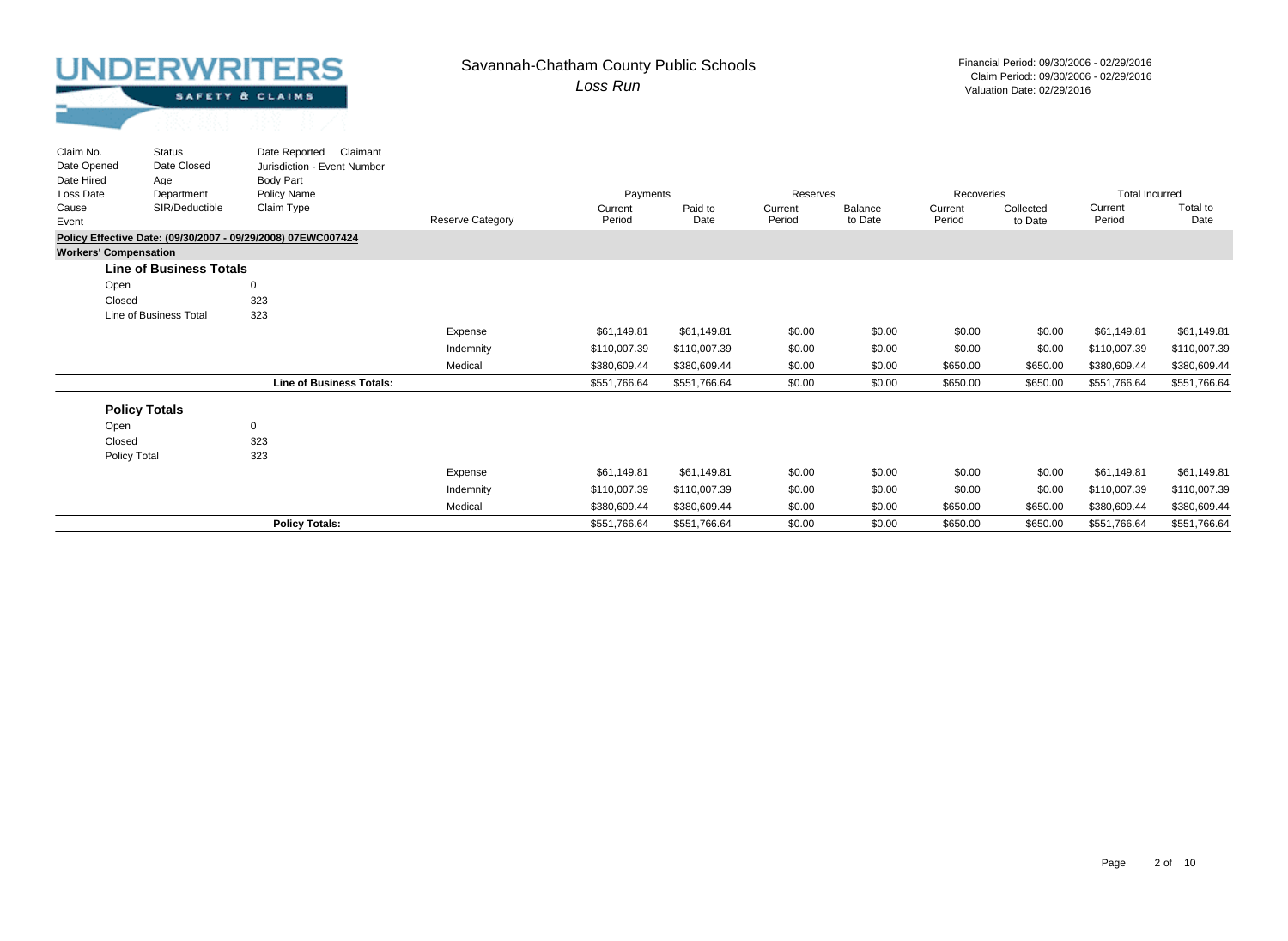# UNDERWRITERS
SAFETY & CLAIMS

## Savannah-Chatham County Public Schools
*Loss Run*

Financial Period: 09/30/2006 - 02/29/2016
Claim Period:: 09/30/2006 - 02/29/2016
Valuation Date: 02/29/2016

| Claim No. / Date Opened / Date Hired / Loss Date / Cause / Event | Status / Date Closed / Age / Department / SIR/Deductible | Date Reported Claimant / Jurisdiction - Event Number / Body Part / Policy Name / Claim Type | Reserve Category | Payments | | Reserves | | Recoveries | | Total Incurred | |
|---|---|---|---|---|---|---|---|---|---|---|---|
| | | | | Current Period | Paid to Date | Current Period | Balance to Date | Current Period | Collected to Date | Current Period | Total to Date |
| **Policy Effective Date: (09/30/2007 - 09/29/2008) 07EWC007424** | | | | | | | | | | | |
| **Workers' Compensation** | | | | | | | | | | | |
| **Line of Business Totals** | | | | | | | | | | | |
| Open | | 0 | | | | | | | | | |
| Closed | | 323 | | | | | | | | | |
| Line of Business Total | | 323 | | | | | | | | | |
| | | | Expense | $61,149.81 | $61,149.81 | $0.00 | $0.00 | $0.00 | $0.00 | $61,149.81 | $61,149.81 |
| | | | Indemnity | $110,007.39 | $110,007.39 | $0.00 | $0.00 | $0.00 | $0.00 | $110,007.39 | $110,007.39 |
| | | | Medical | $380,609.44 | $380,609.44 | $0.00 | $0.00 | $650.00 | $650.00 | $380,609.44 | $380,609.44 |
| | | **Line of Business Totals:** | | $551,766.64 | $551,766.64 | $0.00 | $0.00 | $650.00 | $650.00 | $551,766.64 | $551,766.64 |
| **Policy Totals** | | | | | | | | | | | |
| Open | | 0 | | | | | | | | | |
| Closed | | 323 | | | | | | | | | |
| Policy Total | | 323 | | | | | | | | | |
| | | | Expense | $61,149.81 | $61,149.81 | $0.00 | $0.00 | $0.00 | $0.00 | $61,149.81 | $61,149.81 |
| | | | Indemnity | $110,007.39 | $110,007.39 | $0.00 | $0.00 | $0.00 | $0.00 | $110,007.39 | $110,007.39 |
| | | | Medical | $380,609.44 | $380,609.44 | $0.00 | $0.00 | $650.00 | $650.00 | $380,609.44 | $380,609.44 |
| | | **Policy Totals:** | | $551,766.64 | $551,766.64 | $0.00 | $0.00 | $650.00 | $650.00 | $551,766.64 | $551,766.64 |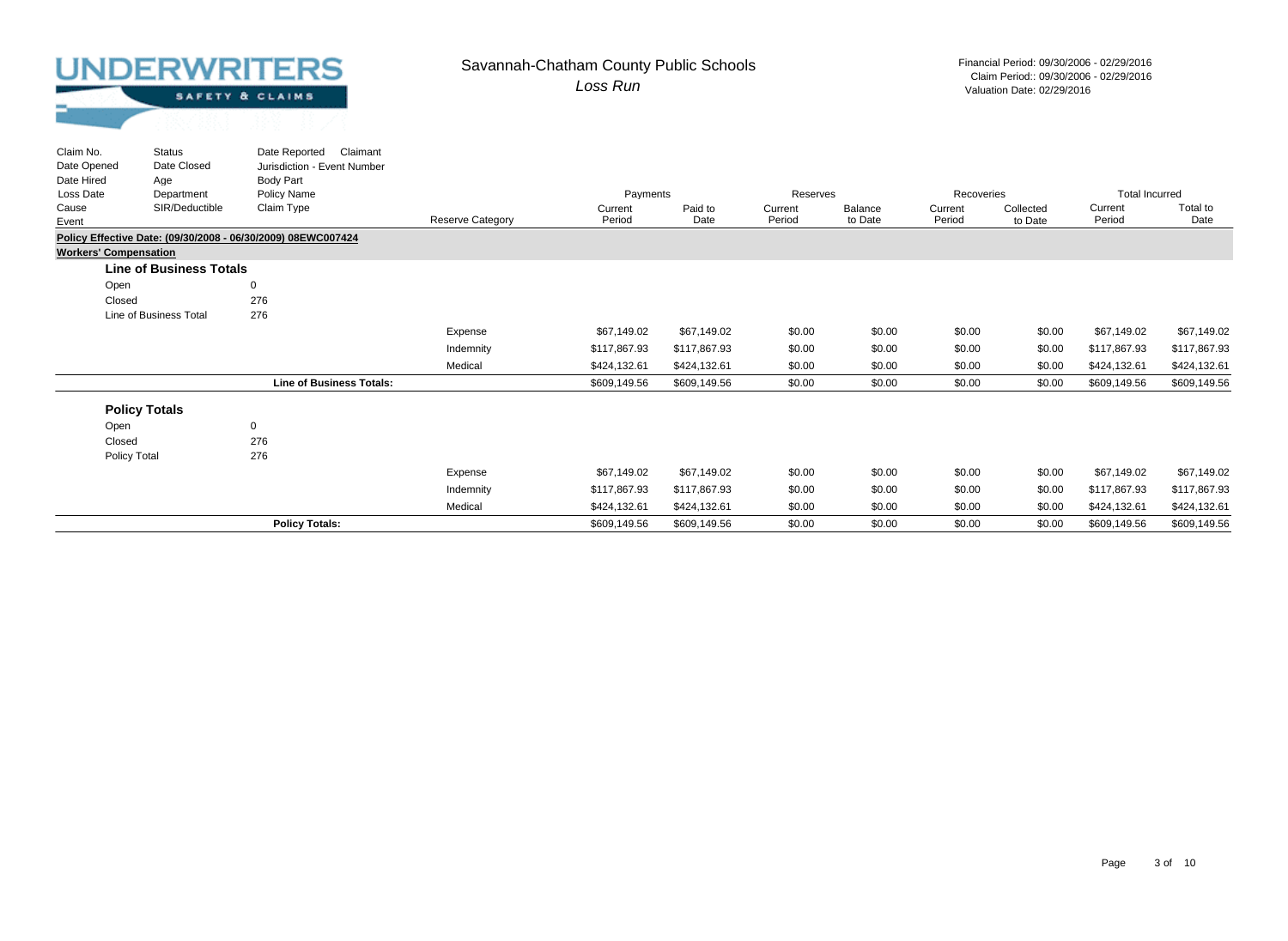# UNDERWRITERS
SAFETY & CLAIMS

## Savannah-Chatham County Public Schools
*Loss Run*

Financial Period: 09/30/2006 - 02/29/2016
Claim Period:: 09/30/2006 - 02/29/2016
Valuation Date: 02/29/2016

| Claim No. / Date Opened / Date Hired / Loss Date / Cause / Event | Status / Date Closed / Age / Department / SIR/Deductible | Date Reported Claimant / Jurisdiction - Event Number / Body Part / Policy Name / Claim Type | Reserve Category | Payments | | Reserves | | Recoveries | | Total Incurred | |
|---|---|---|---|---|---|---|---|---|---|---|---|
| | | | | Current Period | Paid to Date | Current Period | Balance to Date | Current Period | Collected to Date | Current Period | Total to Date |
| **Policy Effective Date: (09/30/2008 - 06/30/2009) 08EWC007424** | | | | | | | | | | | |
| **Workers' Compensation** | | | | | | | | | | | |
| **Line of Business Totals** | | | | | | | | | | | |
| Open | | 0 | | | | | | | | | |
| Closed | | 276 | | | | | | | | | |
| Line of Business Total | | 276 | | | | | | | | | |
| | | | Expense | $67,149.02 | $67,149.02 | $0.00 | $0.00 | $0.00 | $0.00 | $67,149.02 | $67,149.02 |
| | | | Indemnity | $117,867.93 | $117,867.93 | $0.00 | $0.00 | $0.00 | $0.00 | $117,867.93 | $117,867.93 |
| | | | Medical | $424,132.61 | $424,132.61 | $0.00 | $0.00 | $0.00 | $0.00 | $424,132.61 | $424,132.61 |
| | | **Line of Business Totals:** | | $609,149.56 | $609,149.56 | $0.00 | $0.00 | $0.00 | $0.00 | $609,149.56 | $609,149.56 |
| **Policy Totals** | | | | | | | | | | | |
| Open | | 0 | | | | | | | | | |
| Closed | | 276 | | | | | | | | | |
| Policy Total | | 276 | | | | | | | | | |
| | | | Expense | $67,149.02 | $67,149.02 | $0.00 | $0.00 | $0.00 | $0.00 | $67,149.02 | $67,149.02 |
| | | | Indemnity | $117,867.93 | $117,867.93 | $0.00 | $0.00 | $0.00 | $0.00 | $117,867.93 | $117,867.93 |
| | | | Medical | $424,132.61 | $424,132.61 | $0.00 | $0.00 | $0.00 | $0.00 | $424,132.61 | $424,132.61 |
| | | **Policy Totals:** | | $609,149.56 | $609,149.56 | $0.00 | $0.00 | $0.00 | $0.00 | $609,149.56 | $609,149.56 |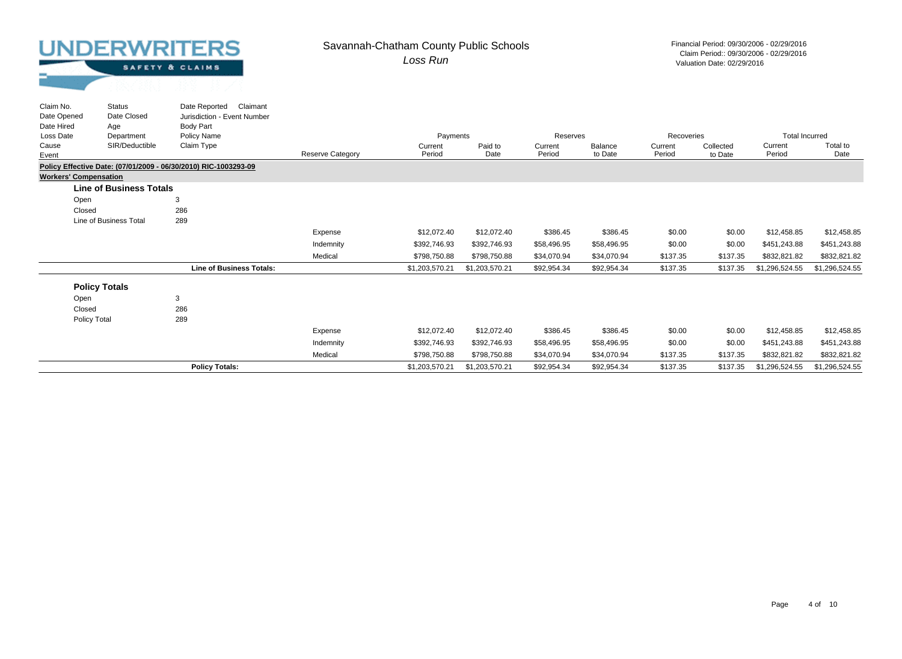UNDERWRITERS SAFETY & CLAIMS

# Savannah-Chatham County Public Schools

*Loss Run*

Financial Period: 09/30/2006 - 02/29/2016
Claim Period:: 09/30/2006 - 02/29/2016
Valuation Date: 02/29/2016

| Claim No. / Date Opened / Date Hired / Loss Date / Cause / Event | Status / Date Closed / Age / Department / SIR/Deductible | Date Reported Claimant / Jurisdiction - Event Number / Body Part / Policy Name / Claim Type | Reserve Category | Payments Current Period | Payments Paid to Date | Reserves Current Period | Reserves Balance to Date | Recoveries Current Period | Recoveries Collected to Date | Total Incurred Current Period | Total Incurred Total to Date |
|---|---|---|---|---|---|---|---|---|---|---|---|
| **Policy Effective Date: (07/01/2009 - 06/30/2010) RIC-1003293-09** | | | | | | | | | | | |
| **Workers' Compensation** | | | | | | | | | | | |
| **Line of Business Totals** | | | | | | | | | | | |
| Open | | 3 | | | | | | | | | |
| Closed | | 286 | | | | | | | | | |
| Line of Business Total | | 289 | | | | | | | | | |
| | | | Expense | $12,072.40 | $12,072.40 | $386.45 | $386.45 | $0.00 | $0.00 | $12,458.85 | $12,458.85 |
| | | | Indemnity | $392,746.93 | $392,746.93 | $58,496.95 | $58,496.95 | $0.00 | $0.00 | $451,243.88 | $451,243.88 |
| | | | Medical | $798,750.88 | $798,750.88 | $34,070.94 | $34,070.94 | $137.35 | $137.35 | $832,821.82 | $832,821.82 |
| | | **Line of Business Totals:** | | $1,203,570.21 | $1,203,570.21 | $92,954.34 | $92,954.34 | $137.35 | $137.35 | $1,296,524.55 | $1,296,524.55 |
| **Policy Totals** | | | | | | | | | | | |
| Open | | 3 | | | | | | | | | |
| Closed | | 286 | | | | | | | | | |
| Policy Total | | 289 | | | | | | | | | |
| | | | Expense | $12,072.40 | $12,072.40 | $386.45 | $386.45 | $0.00 | $0.00 | $12,458.85 | $12,458.85 |
| | | | Indemnity | $392,746.93 | $392,746.93 | $58,496.95 | $58,496.95 | $0.00 | $0.00 | $451,243.88 | $451,243.88 |
| | | | Medical | $798,750.88 | $798,750.88 | $34,070.94 | $34,070.94 | $137.35 | $137.35 | $832,821.82 | $832,821.82 |
| | | **Policy Totals:** | | $1,203,570.21 | $1,203,570.21 | $92,954.34 | $92,954.34 | $137.35 | $137.35 | $1,296,524.55 | $1,296,524.55 |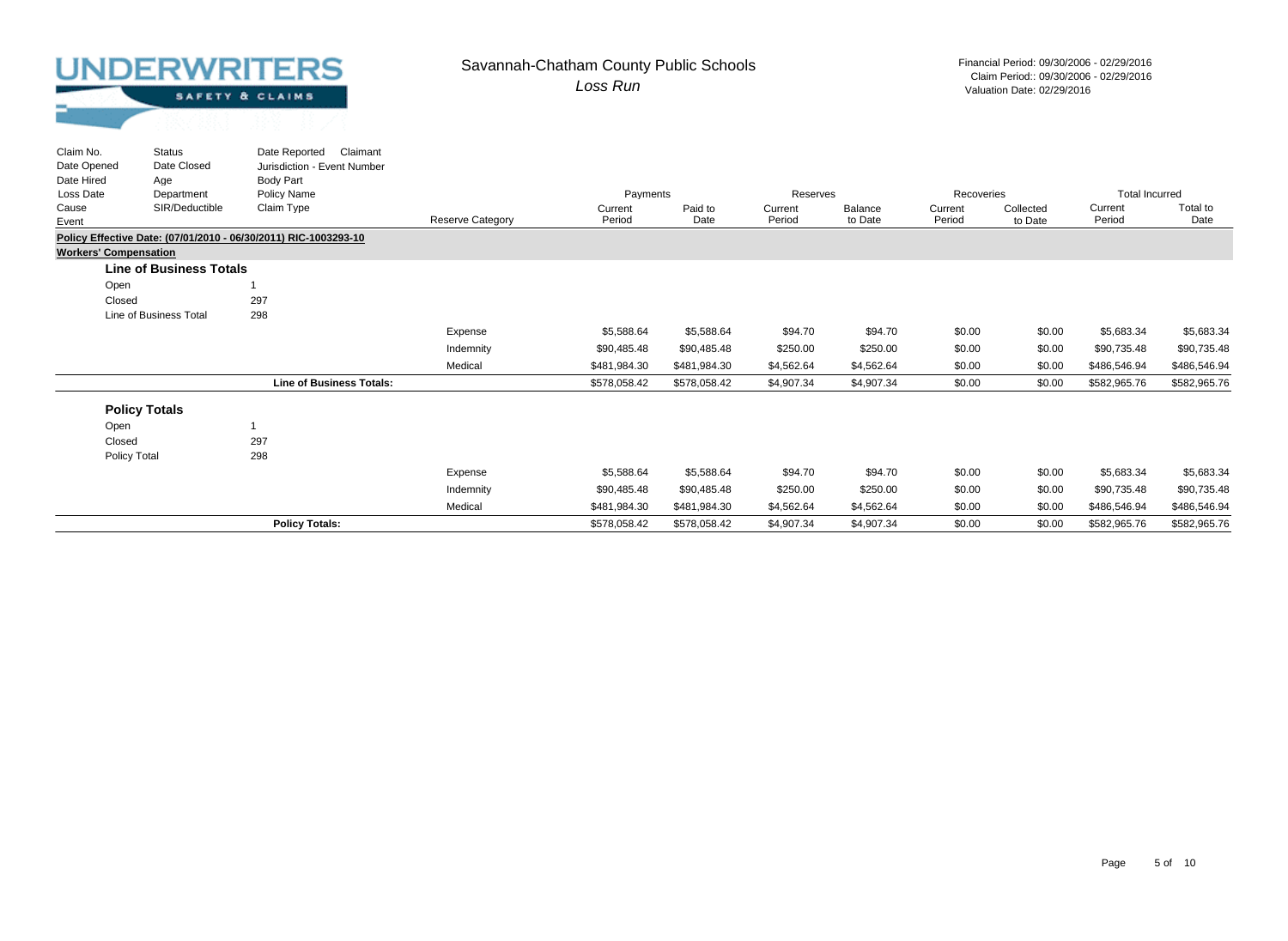# UNDERWRITERS

SAFETY & CLAIMS

## Savannah-Chatham County Public Schools

*Loss Run*

Financial Period: 09/30/2006 - 02/29/2016
Claim Period:: 09/30/2006 - 02/29/2016
Valuation Date: 02/29/2016

| Claim No. / Date Opened / Date Hired / Loss Date / Cause / Event | Status / Date Closed / Age / Department / SIR/Deductible | Date Reported Claimant / Jurisdiction - Event Number / Body Part / Policy Name / Claim Type | Reserve Category | Payments | | Reserves | | Recoveries | | Total Incurred | |
|---|---|---|---|---|---|---|---|---|---|---|---|
| | | | | Current Period | Paid to Date | Current Period | Balance to Date | Current Period | Collected to Date | Current Period | Total to Date |
| **Policy Effective Date: (07/01/2010 - 06/30/2011) RIC-1003293-10** | | | | | | | | | | | |
| **Workers' Compensation** | | | | | | | | | | | |
| **Line of Business Totals** | | | | | | | | | | | |
| Open | | 1 | | | | | | | | | |
| Closed | | 297 | | | | | | | | | |
| Line of Business Total | | 298 | | | | | | | | | |
| | | | Expense | $5,588.64 | $5,588.64 | $94.70 | $94.70 | $0.00 | $0.00 | $5,683.34 | $5,683.34 |
| | | | Indemnity | $90,485.48 | $90,485.48 | $250.00 | $250.00 | $0.00 | $0.00 | $90,735.48 | $90,735.48 |
| | | | Medical | $481,984.30 | $481,984.30 | $4,562.64 | $4,562.64 | $0.00 | $0.00 | $486,546.94 | $486,546.94 |
| | | **Line of Business Totals:** | | $578,058.42 | $578,058.42 | $4,907.34 | $4,907.34 | $0.00 | $0.00 | $582,965.76 | $582,965.76 |
| **Policy Totals** | | | | | | | | | | | |
| Open | | 1 | | | | | | | | | |
| Closed | | 297 | | | | | | | | | |
| Policy Total | | 298 | | | | | | | | | |
| | | | Expense | $5,588.64 | $5,588.64 | $94.70 | $94.70 | $0.00 | $0.00 | $5,683.34 | $5,683.34 |
| | | | Indemnity | $90,485.48 | $90,485.48 | $250.00 | $250.00 | $0.00 | $0.00 | $90,735.48 | $90,735.48 |
| | | | Medical | $481,984.30 | $481,984.30 | $4,562.64 | $4,562.64 | $0.00 | $0.00 | $486,546.94 | $486,546.94 |
| | | **Policy Totals:** | | $578,058.42 | $578,058.42 | $4,907.34 | $4,907.34 | $0.00 | $0.00 | $582,965.76 | $582,965.76 |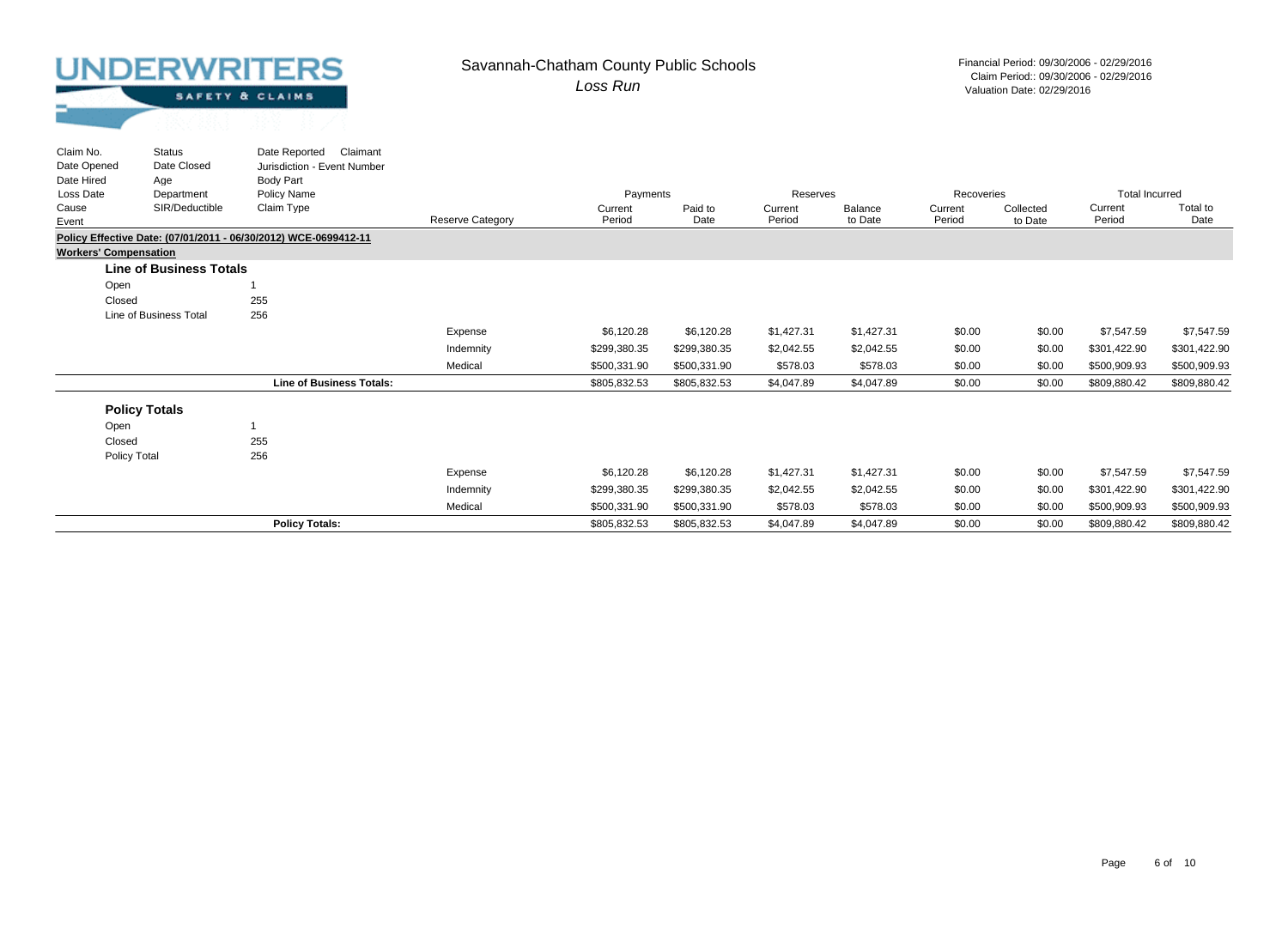UNDERWRITERS SAFETY & CLAIMS

## Savannah-Chatham County Public Schools

*Loss Run*

Financial Period: 09/30/2006 - 02/29/2016
Claim Period:: 09/30/2006 - 02/29/2016
Valuation Date: 02/29/2016

| Claim No. / Date Opened / Date Hired / Loss Date / Cause / Event | Status / Date Closed / Age / Department / SIR/Deductible | Date Reported Claimant / Jurisdiction - Event Number / Body Part / Policy Name / Claim Type | Reserve Category | Payments Current Period | Payments Paid to Date | Reserves Current Period | Reserves Balance to Date | Recoveries Current Period | Recoveries Collected to Date | Total Incurred Current Period | Total Incurred Total to Date |
|---|---|---|---|---|---|---|---|---|---|---|---|
| **Policy Effective Date: (07/01/2011 - 06/30/2012) WCE-0699412-11** | | | | | | | | | | | |
| **Workers' Compensation** | | | | | | | | | | | |
| **Line of Business Totals** | | | | | | | | | | | |
| Open | | 1 | | | | | | | | | |
| Closed | | 255 | | | | | | | | | |
| Line of Business Total | | 256 | | | | | | | | | |
| | | | Expense | $6,120.28 | $6,120.28 | $1,427.31 | $1,427.31 | $0.00 | $0.00 | $7,547.59 | $7,547.59 |
| | | | Indemnity | $299,380.35 | $299,380.35 | $2,042.55 | $2,042.55 | $0.00 | $0.00 | $301,422.90 | $301,422.90 |
| | | | Medical | $500,331.90 | $500,331.90 | $578.03 | $578.03 | $0.00 | $0.00 | $500,909.93 | $500,909.93 |
| | | **Line of Business Totals:** | | $805,832.53 | $805,832.53 | $4,047.89 | $4,047.89 | $0.00 | $0.00 | $809,880.42 | $809,880.42 |
| **Policy Totals** | | | | | | | | | | | |
| Open | | 1 | | | | | | | | | |
| Closed | | 255 | | | | | | | | | |
| Policy Total | | 256 | | | | | | | | | |
| | | | Expense | $6,120.28 | $6,120.28 | $1,427.31 | $1,427.31 | $0.00 | $0.00 | $7,547.59 | $7,547.59 |
| | | | Indemnity | $299,380.35 | $299,380.35 | $2,042.55 | $2,042.55 | $0.00 | $0.00 | $301,422.90 | $301,422.90 |
| | | | Medical | $500,331.90 | $500,331.90 | $578.03 | $578.03 | $0.00 | $0.00 | $500,909.93 | $500,909.93 |
| | | **Policy Totals:** | | $805,832.53 | $805,832.53 | $4,047.89 | $4,047.89 | $0.00 | $0.00 | $809,880.42 | $809,880.42 |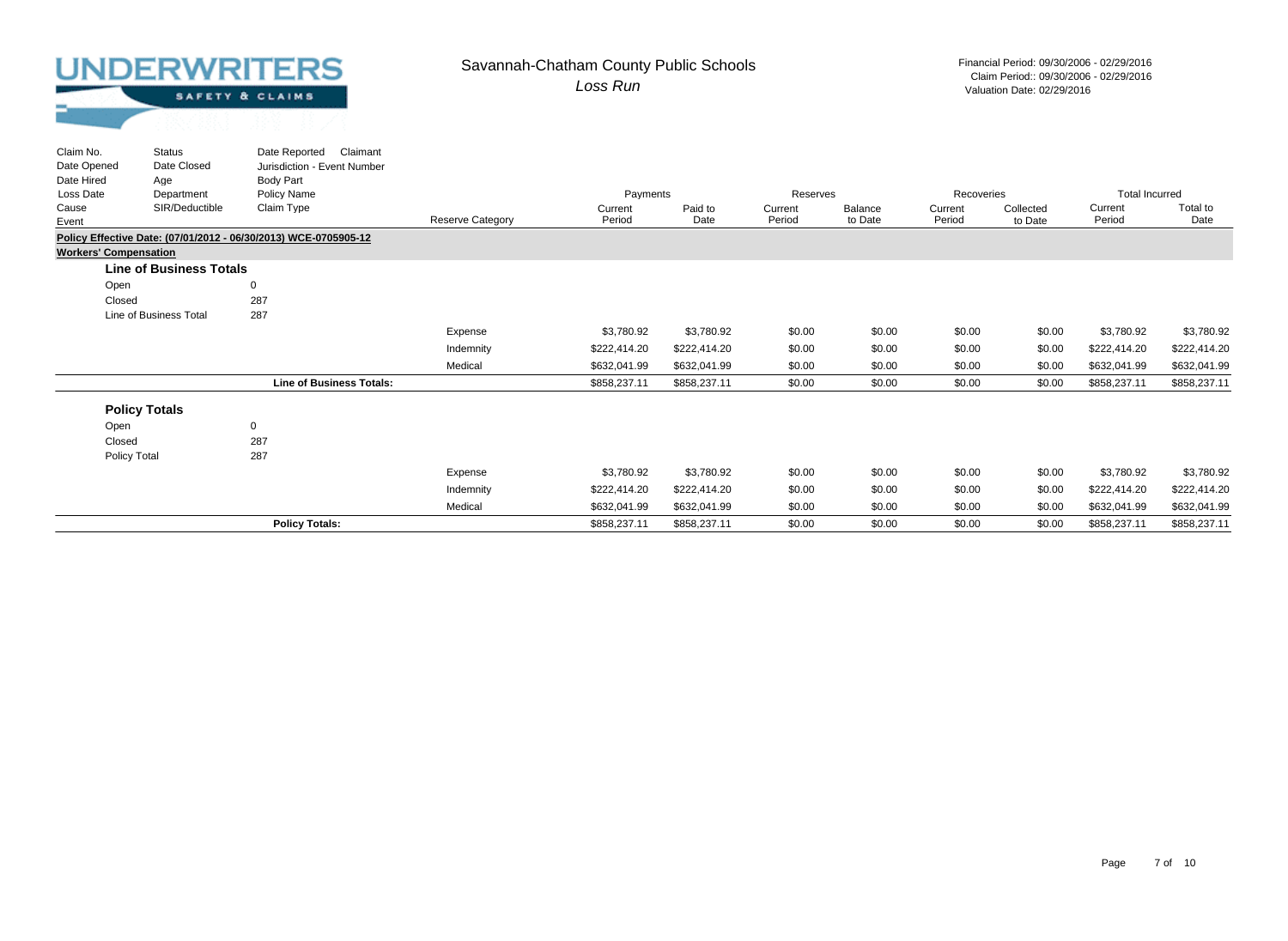UNDERWRITERS SAFETY & CLAIMS

# Savannah-Chatham County Public Schools

*Loss Run*

Financial Period: 09/30/2006 - 02/29/2016
Claim Period:: 09/30/2006 - 02/29/2016
Valuation Date: 02/29/2016

| Claim No. / Date Opened / Date Hired / Loss Date / Cause / Event | Status / Date Closed / Age / Department / SIR/Deductible | Date Reported / Claimant / Jurisdiction - Event Number / Body Part / Policy Name / Claim Type | Reserve Category | Payments Current Period | Payments Paid to Date | Reserves Current Period | Reserves Balance to Date | Recoveries Current Period | Recoveries Collected to Date | Total Incurred Current Period | Total Incurred Total to Date |
|---|---|---|---|---|---|---|---|---|---|---|---|
| **Policy Effective Date: (07/01/2012 - 06/30/2013) WCE-0705905-12** | | | | | | | | | | | |
| **Workers' Compensation** | | | | | | | | | | | |
| **Line of Business Totals** | | | | | | | | | | | |
| Open | | 0 | | | | | | | | | |
| Closed | | 287 | | | | | | | | | |
| Line of Business Total | | 287 | | | | | | | | | |
| | | | Expense | $3,780.92 | $3,780.92 | $0.00 | $0.00 | $0.00 | $0.00 | $3,780.92 | $3,780.92 |
| | | | Indemnity | $222,414.20 | $222,414.20 | $0.00 | $0.00 | $0.00 | $0.00 | $222,414.20 | $222,414.20 |
| | | | Medical | $632,041.99 | $632,041.99 | $0.00 | $0.00 | $0.00 | $0.00 | $632,041.99 | $632,041.99 |
| | | **Line of Business Totals:** | | $858,237.11 | $858,237.11 | $0.00 | $0.00 | $0.00 | $0.00 | $858,237.11 | $858,237.11 |
| **Policy Totals** | | | | | | | | | | | |
| Open | | 0 | | | | | | | | | |
| Closed | | 287 | | | | | | | | | |
| Policy Total | | 287 | | | | | | | | | |
| | | | Expense | $3,780.92 | $3,780.92 | $0.00 | $0.00 | $0.00 | $0.00 | $3,780.92 | $3,780.92 |
| | | | Indemnity | $222,414.20 | $222,414.20 | $0.00 | $0.00 | $0.00 | $0.00 | $222,414.20 | $222,414.20 |
| | | | Medical | $632,041.99 | $632,041.99 | $0.00 | $0.00 | $0.00 | $0.00 | $632,041.99 | $632,041.99 |
| | | **Policy Totals:** | | $858,237.11 | $858,237.11 | $0.00 | $0.00 | $0.00 | $0.00 | $858,237.11 | $858,237.11 |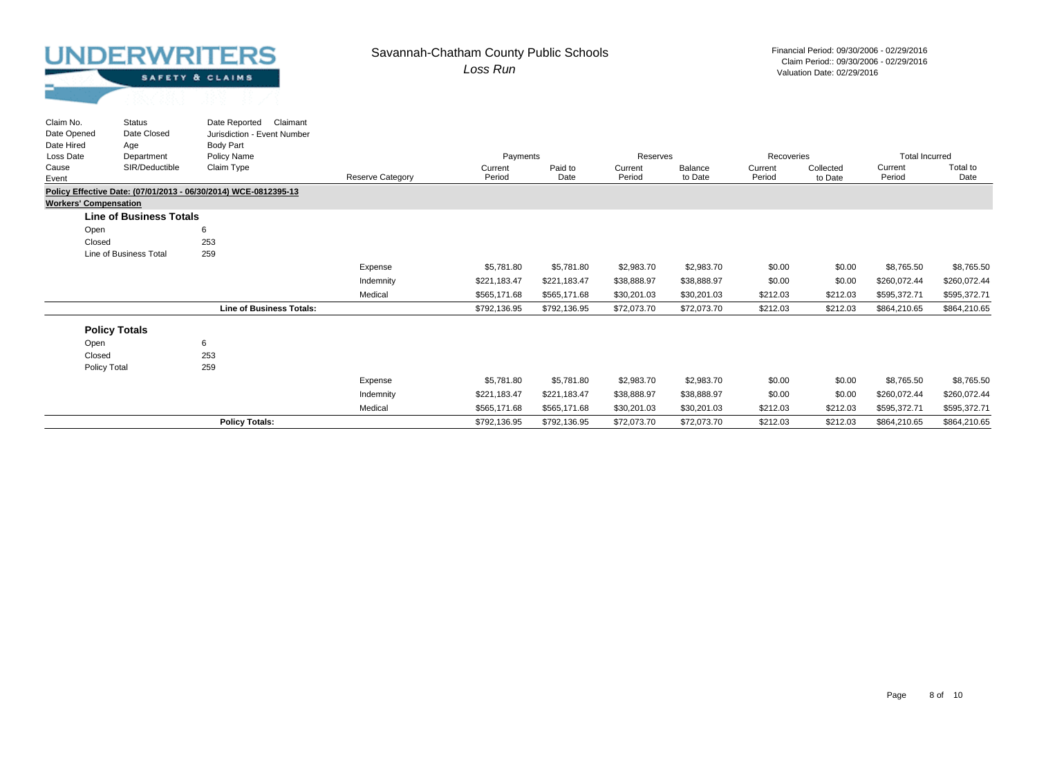# UNDERWRITERS
SAFETY & CLAIMS

## Savannah-Chatham County Public Schools
*Loss Run*

Financial Period: 09/30/2006 - 02/29/2016
Claim Period:: 09/30/2006 - 02/29/2016
Valuation Date: 02/29/2016

| Claim No. / Date Opened / Date Hired / Loss Date / Cause / Event | Status / Date Closed / Age / Department / SIR/Deductible | Date Reported Claimant / Jurisdiction - Event Number / Body Part / Policy Name / Claim Type | Reserve Category | Payments | | Reserves | | Recoveries | | Total Incurred | |
|---|---|---|---|---|---|---|---|---|---|---|---|
| | | | | Current Period | Paid to Date | Current Period | Balance to Date | Current Period | Collected to Date | Current Period | Total to Date |
| **Policy Effective Date: (07/01/2013 - 06/30/2014) WCE-0812395-13** | | | | | | | | | | | |
| **Workers' Compensation** | | | | | | | | | | | |
| **Line of Business Totals** | | | | | | | | | | | |
| Open | | 6 | | | | | | | | | |
| Closed | | 253 | | | | | | | | | |
| Line of Business Total | | 259 | | | | | | | | | |
| | | | Expense | $5,781.80 | $5,781.80 | $2,983.70 | $2,983.70 | $0.00 | $0.00 | $8,765.50 | $8,765.50 |
| | | | Indemnity | $221,183.47 | $221,183.47 | $38,888.97 | $38,888.97 | $0.00 | $0.00 | $260,072.44 | $260,072.44 |
| | | | Medical | $565,171.68 | $565,171.68 | $30,201.03 | $30,201.03 | $212.03 | $212.03 | $595,372.71 | $595,372.71 |
| | | **Line of Business Totals:** | | $792,136.95 | $792,136.95 | $72,073.70 | $72,073.70 | $212.03 | $212.03 | $864,210.65 | $864,210.65 |
| **Policy Totals** | | | | | | | | | | | |
| Open | | 6 | | | | | | | | | |
| Closed | | 253 | | | | | | | | | |
| Policy Total | | 259 | | | | | | | | | |
| | | | Expense | $5,781.80 | $5,781.80 | $2,983.70 | $2,983.70 | $0.00 | $0.00 | $8,765.50 | $8,765.50 |
| | | | Indemnity | $221,183.47 | $221,183.47 | $38,888.97 | $38,888.97 | $0.00 | $0.00 | $260,072.44 | $260,072.44 |
| | | | Medical | $565,171.68 | $565,171.68 | $30,201.03 | $30,201.03 | $212.03 | $212.03 | $595,372.71 | $595,372.71 |
| | | **Policy Totals:** | | $792,136.95 | $792,136.95 | $72,073.70 | $72,073.70 | $212.03 | $212.03 | $864,210.65 | $864,210.65 |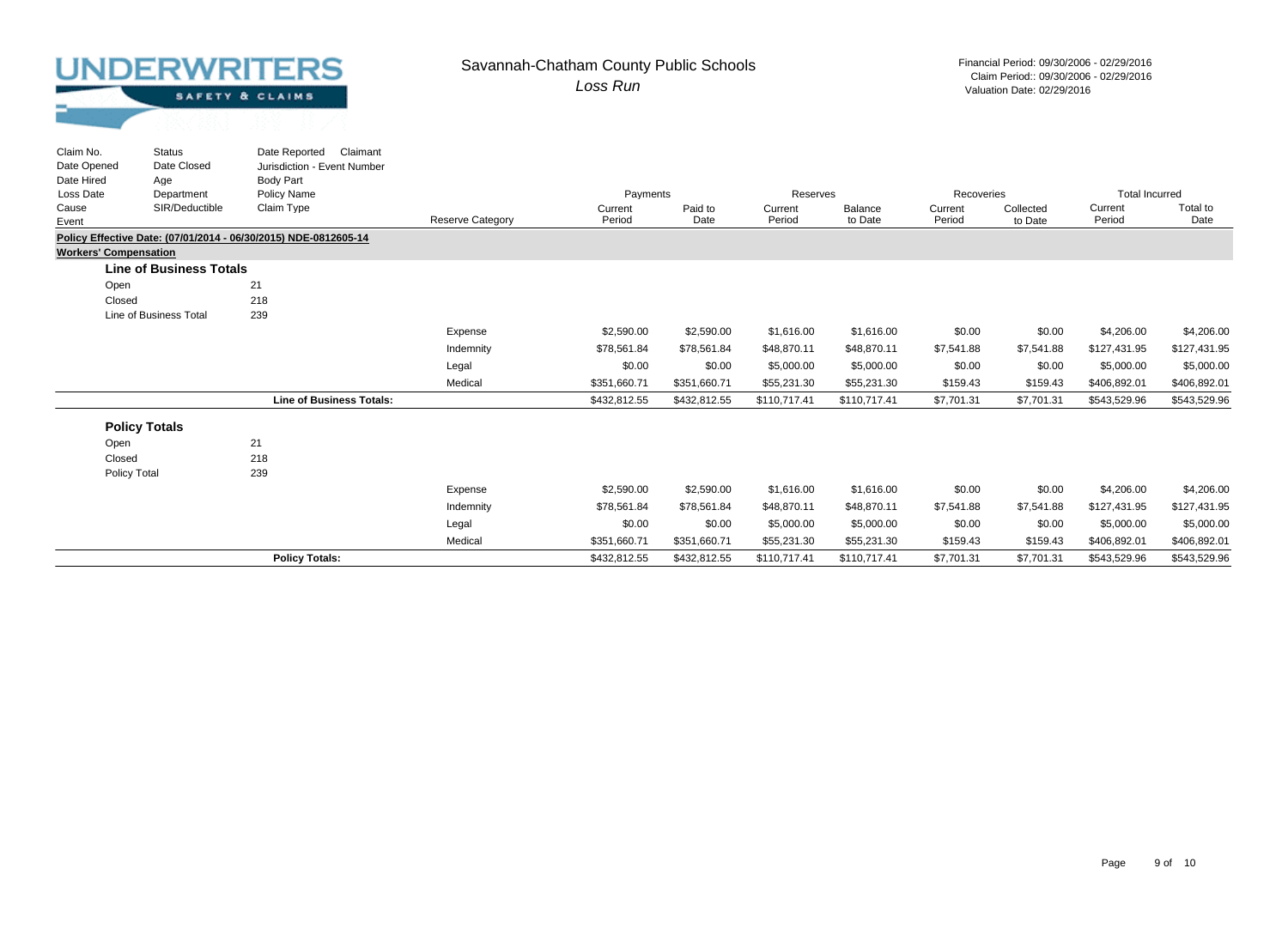# UNDERWRITERS
SAFETY & CLAIMS

## Savannah-Chatham County Public Schools
*Loss Run*

Financial Period: 09/30/2006 - 02/29/2016
Claim Period:: 09/30/2006 - 02/29/2016
Valuation Date: 02/29/2016

| Claim No. / Date Opened / Date Hired / Loss Date / Cause / Event | Status / Date Closed / Age / Department / SIR/Deductible | Date Reported Claimant / Jurisdiction - Event Number / Body Part / Policy Name / Claim Type | Reserve Category | Payments Current Period | Payments Paid to Date | Reserves Current Period | Reserves Balance to Date | Recoveries Current Period | Recoveries Collected to Date | Total Incurred Current Period | Total Incurred Total to Date |
|---|---|---|---|---|---|---|---|---|---|---|---|
| **Policy Effective Date: (07/01/2014 - 06/30/2015) NDE-0812605-14** | | | | | | | | | | | |
| **Workers' Compensation** | | | | | | | | | | | |
| **Line of Business Totals** | | | | | | | | | | | |
| Open | | 21 | | | | | | | | | |
| Closed | | 218 | | | | | | | | | |
| Line of Business Total | | 239 | | | | | | | | | |
| | | | Expense | $2,590.00 | $2,590.00 | $1,616.00 | $1,616.00 | $0.00 | $0.00 | $4,206.00 | $4,206.00 |
| | | | Indemnity | $78,561.84 | $78,561.84 | $48,870.11 | $48,870.11 | $7,541.88 | $7,541.88 | $127,431.95 | $127,431.95 |
| | | | Legal | $0.00 | $0.00 | $5,000.00 | $5,000.00 | $0.00 | $0.00 | $5,000.00 | $5,000.00 |
| | | | Medical | $351,660.71 | $351,660.71 | $55,231.30 | $55,231.30 | $159.43 | $159.43 | $406,892.01 | $406,892.01 |
| | | **Line of Business Totals:** | | $432,812.55 | $432,812.55 | $110,717.41 | $110,717.41 | $7,701.31 | $7,701.31 | $543,529.96 | $543,529.96 |
| **Policy Totals** | | | | | | | | | | | |
| Open | | 21 | | | | | | | | | |
| Closed | | 218 | | | | | | | | | |
| Policy Total | | 239 | | | | | | | | | |
| | | | Expense | $2,590.00 | $2,590.00 | $1,616.00 | $1,616.00 | $0.00 | $0.00 | $4,206.00 | $4,206.00 |
| | | | Indemnity | $78,561.84 | $78,561.84 | $48,870.11 | $48,870.11 | $7,541.88 | $7,541.88 | $127,431.95 | $127,431.95 |
| | | | Legal | $0.00 | $0.00 | $5,000.00 | $5,000.00 | $0.00 | $0.00 | $5,000.00 | $5,000.00 |
| | | | Medical | $351,660.71 | $351,660.71 | $55,231.30 | $55,231.30 | $159.43 | $159.43 | $406,892.01 | $406,892.01 |
| | | **Policy Totals:** | | $432,812.55 | $432,812.55 | $110,717.41 | $110,717.41 | $7,701.31 | $7,701.31 | $543,529.96 | $543,529.96 |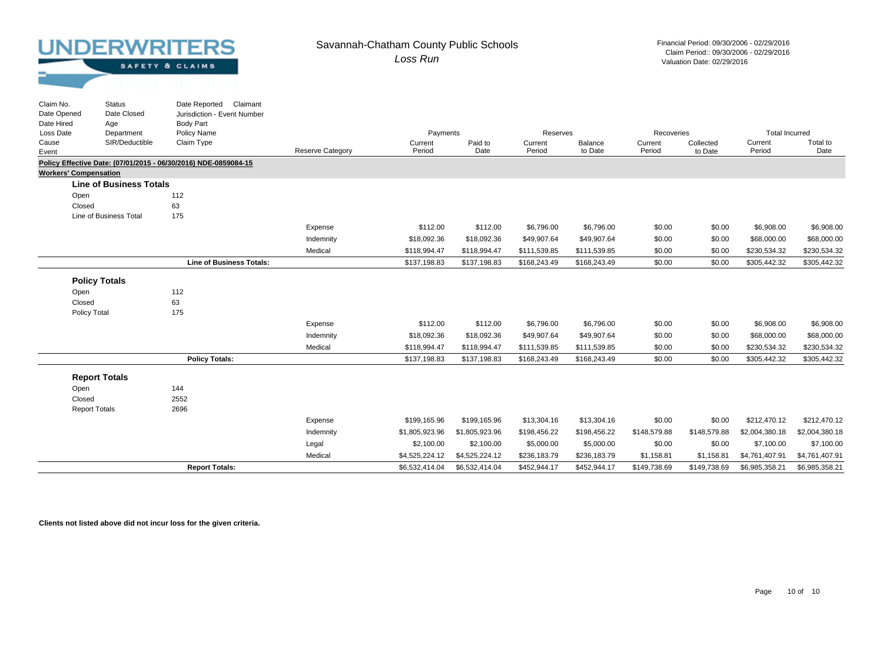UNDERWRITERS SAFETY & CLAIMS

# Savannah-Chatham County Public Schools

*Loss Run*

Financial Period: 09/30/2006 - 02/29/2016
Claim Period:: 09/30/2006 - 02/29/2016
Valuation Date: 02/29/2016

| Claim No. / Date Opened / Date Hired / Loss Date / Cause / Event | Status / Date Closed / Age / Department / SIR/Deductible | Date Reported Claimant / Jurisdiction - Event Number / Body Part / Policy Name / Claim Type | Reserve Category | Payments Current Period | Payments Paid to Date | Reserves Current Period | Reserves Balance to Date | Recoveries Current Period | Recoveries Collected to Date | Total Incurred Current Period | Total Incurred Total to Date |
|---|---|---|---|---|---|---|---|---|---|---|---|
| **Policy Effective Date: (07/01/2015 - 06/30/2016) NDE-0859084-15** | | | | | | | | | | | |
| **Workers' Compensation** | | | | | | | | | | | |
| **Line of Business Totals** | | | | | | | | | | | |
| Open | | 112 | | | | | | | | | |
| Closed | | 63 | | | | | | | | | |
| Line of Business Total | | 175 | | | | | | | | | |
| | | | Expense | $112.00 | $112.00 | $6,796.00 | $6,796.00 | $0.00 | $0.00 | $6,908.00 | $6,908.00 |
| | | | Indemnity | $18,092.36 | $18,092.36 | $49,907.64 | $49,907.64 | $0.00 | $0.00 | $68,000.00 | $68,000.00 |
| | | | Medical | $118,994.47 | $118,994.47 | $111,539.85 | $111,539.85 | $0.00 | $0.00 | $230,534.32 | $230,534.32 |
| | | **Line of Business Totals:** | | $137,198.83 | $137,198.83 | $168,243.49 | $168,243.49 | $0.00 | $0.00 | $305,442.32 | $305,442.32 |
| **Policy Totals** | | | | | | | | | | | |
| Open | | 112 | | | | | | | | | |
| Closed | | 63 | | | | | | | | | |
| Policy Total | | 175 | | | | | | | | | |
| | | | Expense | $112.00 | $112.00 | $6,796.00 | $6,796.00 | $0.00 | $0.00 | $6,908.00 | $6,908.00 |
| | | | Indemnity | $18,092.36 | $18,092.36 | $49,907.64 | $49,907.64 | $0.00 | $0.00 | $68,000.00 | $68,000.00 |
| | | | Medical | $118,994.47 | $118,994.47 | $111,539.85 | $111,539.85 | $0.00 | $0.00 | $230,534.32 | $230,534.32 |
| | | **Policy Totals:** | | $137,198.83 | $137,198.83 | $168,243.49 | $168,243.49 | $0.00 | $0.00 | $305,442.32 | $305,442.32 |
| **Report Totals** | | | | | | | | | | | |
| Open | | 144 | | | | | | | | | |
| Closed | | 2552 | | | | | | | | | |
| Report Totals | | 2696 | | | | | | | | | |
| | | | Expense | $199,165.96 | $199,165.96 | $13,304.16 | $13,304.16 | $0.00 | $0.00 | $212,470.12 | $212,470.12 |
| | | | Indemnity | $1,805,923.96 | $1,805,923.96 | $198,456.22 | $198,456.22 | $148,579.88 | $148,579.88 | $2,004,380.18 | $2,004,380.18 |
| | | | Legal | $2,100.00 | $2,100.00 | $5,000.00 | $5,000.00 | $0.00 | $0.00 | $7,100.00 | $7,100.00 |
| | | | Medical | $4,525,224.12 | $4,525,224.12 | $236,183.79 | $236,183.79 | $1,158.81 | $1,158.81 | $4,761,407.91 | $4,761,407.91 |
| | | **Report Totals:** | | $6,532,414.04 | $6,532,414.04 | $452,944.17 | $452,944.17 | $149,738.69 | $149,738.69 | $6,985,358.21 | $6,985,358.21 |

**Clients not listed above did not incur loss for the given criteria.**